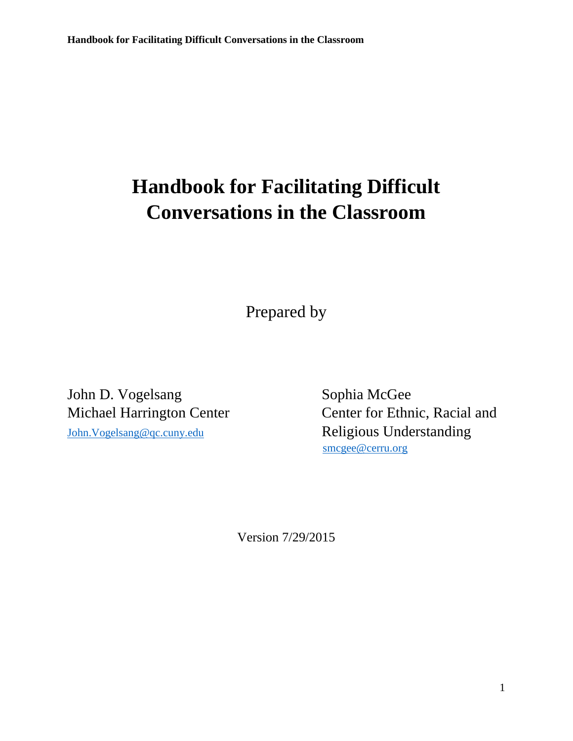# Handbook for Facilitating Difficult Conversations in the Classroom

Prepared by

John D. Vogelsang
Michael Harrington Center
John.Vogelsang@qc.cuny.edu

Sophia McGee
Center for Ethnic, Racial and Religious Understanding
smcgee@cerru.org

Version 7/29/2015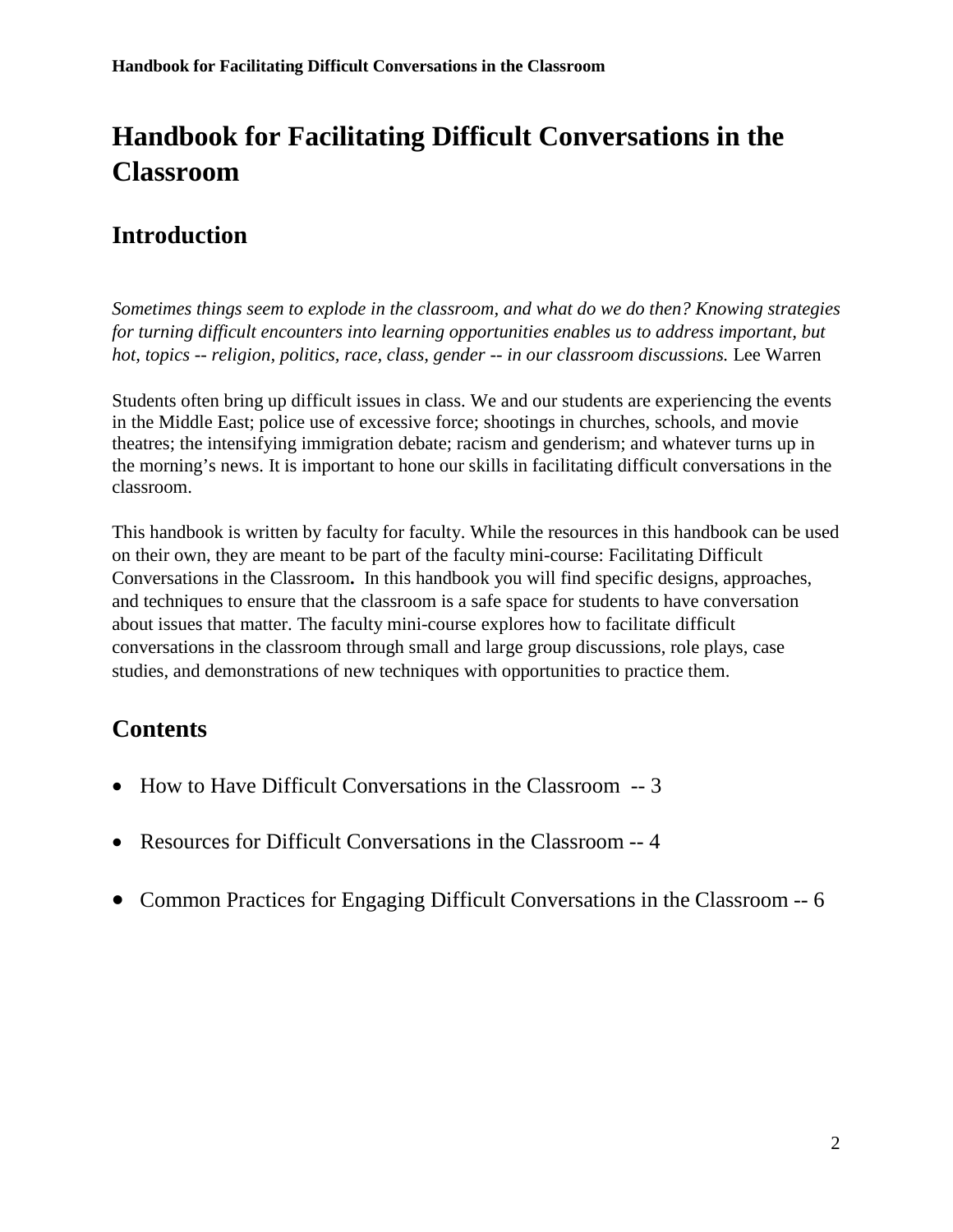# Handbook for Facilitating Difficult Conversations in the Classroom

## Introduction

*Sometimes things seem to explode in the classroom, and what do we do then? Knowing strategies for turning difficult encounters into learning opportunities enables us to address important, but hot, topics -- religion, politics, race, class, gender -- in our classroom discussions.* Lee Warren

Students often bring up difficult issues in class. We and our students are experiencing the events in the Middle East; police use of excessive force; shootings in churches, schools, and movie theatres; the intensifying immigration debate; racism and genderism; and whatever turns up in the morning's news. It is important to hone our skills in facilitating difficult conversations in the classroom.

This handbook is written by faculty for faculty. While the resources in this handbook can be used on their own, they are meant to be part of the faculty mini-course: Facilitating Difficult Conversations in the Classroom**.** In this handbook you will find specific designs, approaches, and techniques to ensure that the classroom is a safe space for students to have conversation about issues that matter. The faculty mini-course explores how to facilitate difficult conversations in the classroom through small and large group discussions, role plays, case studies, and demonstrations of new techniques with opportunities to practice them.

## Contents

- How to Have Difficult Conversations in the Classroom -- 3
- Resources for Difficult Conversations in the Classroom -- 4
- Common Practices for Engaging Difficult Conversations in the Classroom -- 6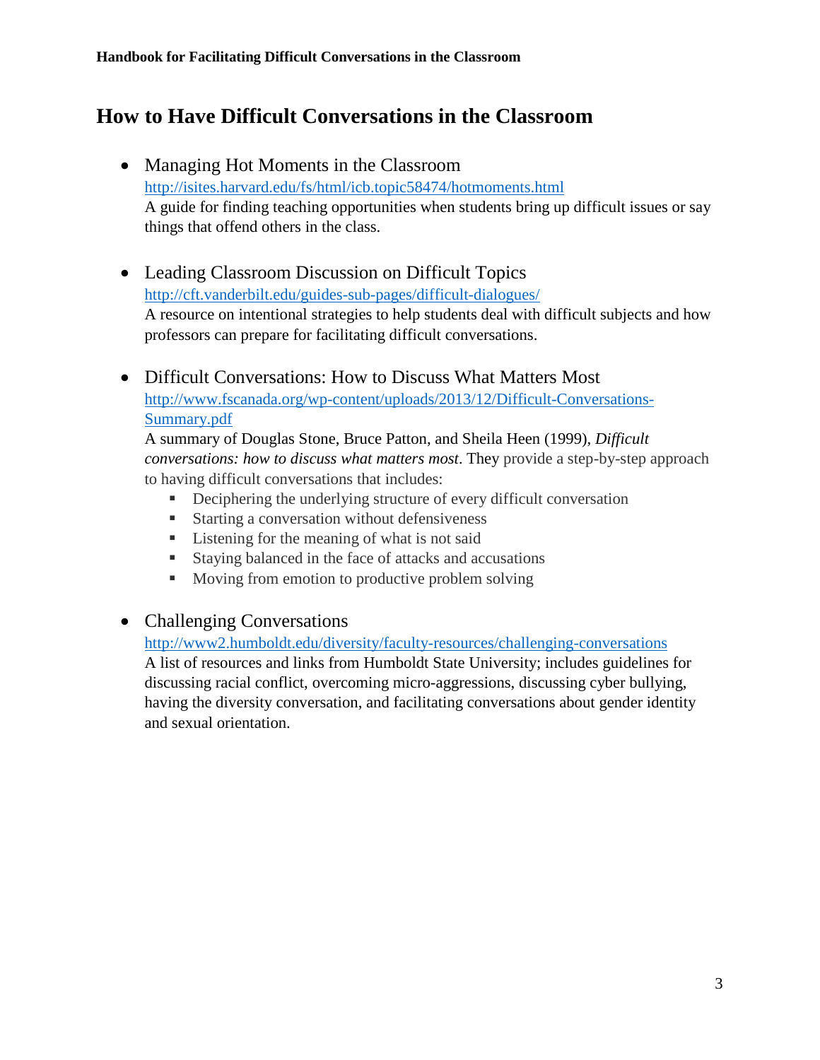## How to Have Difficult Conversations in the Classroom

- Managing Hot Moments in the Classroom
  [http://isites.harvard.edu/fs/html/icb.topic58474/hotmoments.html](http://isites.harvard.edu/fs/html/icb.topic58474/hotmoments.html)
  A guide for finding teaching opportunities when students bring up difficult issues or say things that offend others in the class.

- Leading Classroom Discussion on Difficult Topics
  [http://cft.vanderbilt.edu/guides-sub-pages/difficult-dialogues/](http://cft.vanderbilt.edu/guides-sub-pages/difficult-dialogues/)
  A resource on intentional strategies to help students deal with difficult subjects and how professors can prepare for facilitating difficult conversations.

- Difficult Conversations: How to Discuss What Matters Most
  [http://www.fscanada.org/wp-content/uploads/2013/12/Difficult-Conversations-Summary.pdf](http://www.fscanada.org/wp-content/uploads/2013/12/Difficult-Conversations-Summary.pdf)
  A summary of Douglas Stone, Bruce Patton, and Sheila Heen (1999), *Difficult conversations: how to discuss what matters most*. They provide a step-by-step approach to having difficult conversations that includes:
  - Deciphering the underlying structure of every difficult conversation
  - Starting a conversation without defensiveness
  - Listening for the meaning of what is not said
  - Staying balanced in the face of attacks and accusations
  - Moving from emotion to productive problem solving

- Challenging Conversations
  [http://www2.humboldt.edu/diversity/faculty-resources/challenging-conversations](http://www2.humboldt.edu/diversity/faculty-resources/challenging-conversations)
  A list of resources and links from Humboldt State University; includes guidelines for discussing racial conflict, overcoming micro-aggressions, discussing cyber bullying, having the diversity conversation, and facilitating conversations about gender identity and sexual orientation.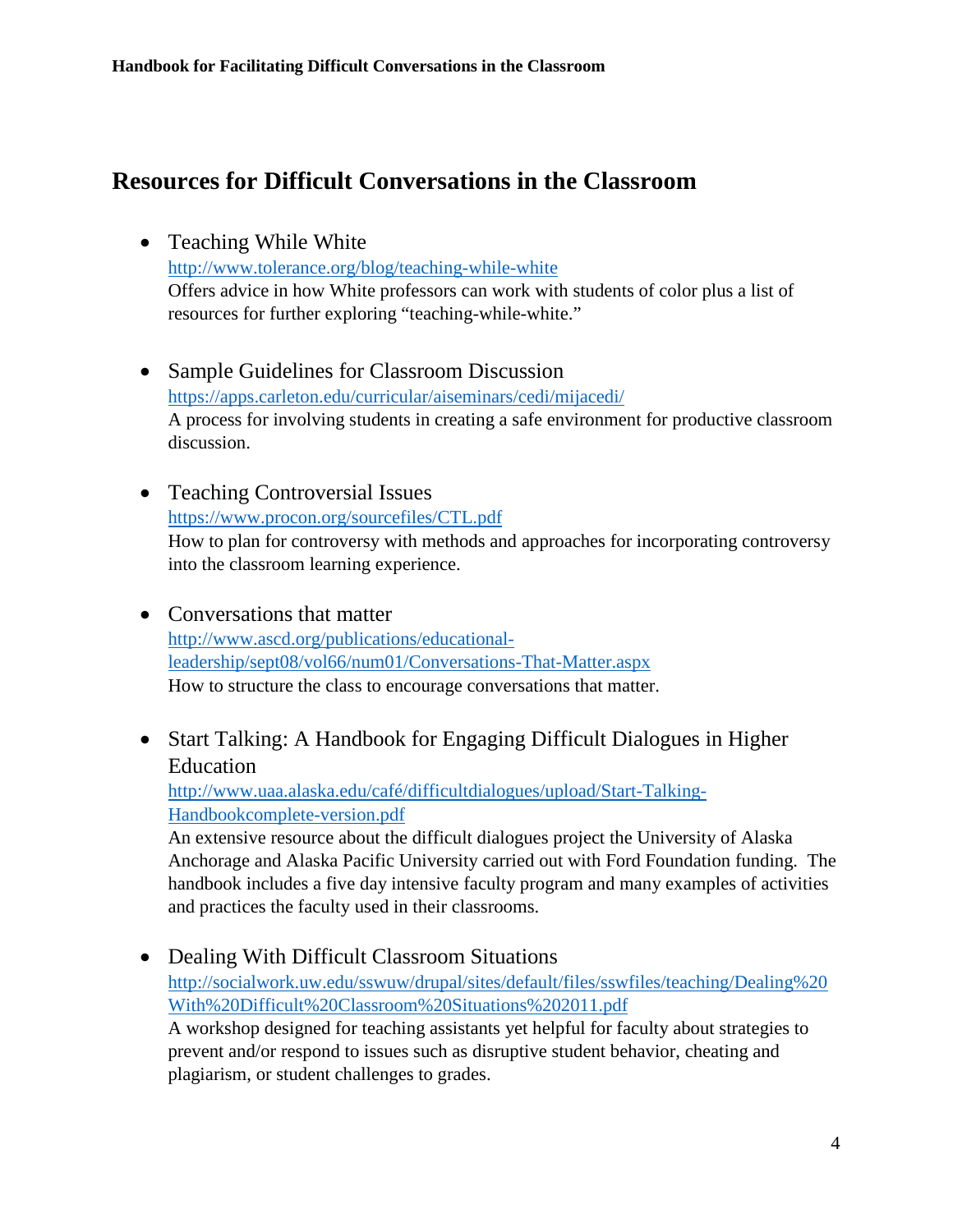## Resources for Difficult Conversations in the Classroom

- Teaching While White
  http://www.tolerance.org/blog/teaching-while-white
  Offers advice in how White professors can work with students of color plus a list of resources for further exploring "teaching-while-white."

- Sample Guidelines for Classroom Discussion
  https://apps.carleton.edu/curricular/aiseminars/cedi/mijacedi/
  A process for involving students in creating a safe environment for productive classroom discussion.

- Teaching Controversial Issues
  https://www.procon.org/sourcefiles/CTL.pdf
  How to plan for controversy with methods and approaches for incorporating controversy into the classroom learning experience.

- Conversations that matter
  http://www.ascd.org/publications/educational-leadership/sept08/vol66/num01/Conversations-That-Matter.aspx
  How to structure the class to encourage conversations that matter.

- Start Talking: A Handbook for Engaging Difficult Dialogues in Higher Education
  http://www.uaa.alaska.edu/café/difficultdialogues/upload/Start-Talking-Handbookcomplete-version.pdf
  An extensive resource about the difficult dialogues project the University of Alaska Anchorage and Alaska Pacific University carried out with Ford Foundation funding. The handbook includes a five day intensive faculty program and many examples of activities and practices the faculty used in their classrooms.

- Dealing With Difficult Classroom Situations
  http://socialwork.uw.edu/sswuw/drupal/sites/default/files/sswfiles/teaching/Dealing%20With%20Difficult%20Classroom%20Situations%202011.pdf
  A workshop designed for teaching assistants yet helpful for faculty about strategies to prevent and/or respond to issues such as disruptive student behavior, cheating and plagiarism, or student challenges to grades.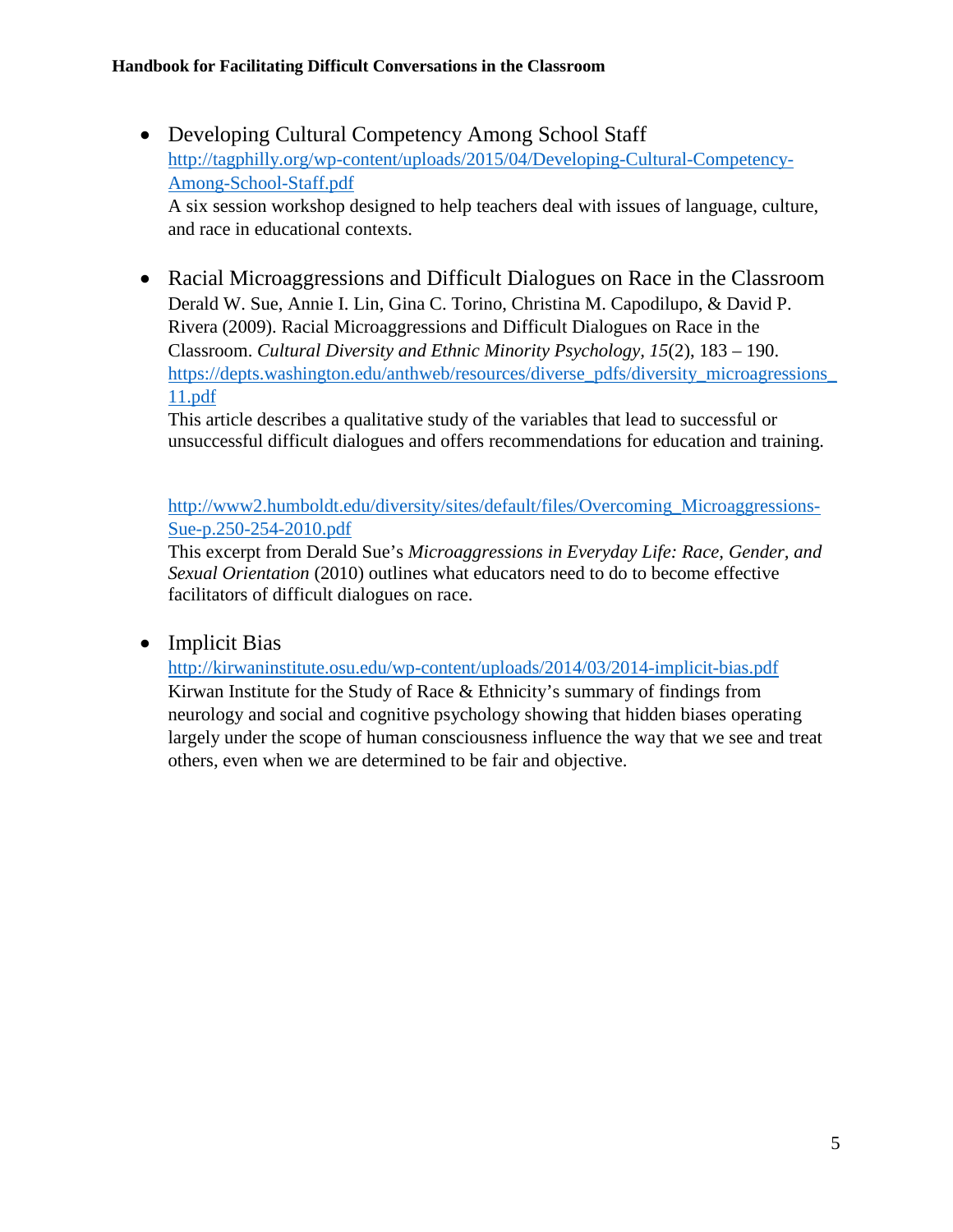- Developing Cultural Competency Among School Staff
  http://tagphilly.org/wp-content/uploads/2015/04/Developing-Cultural-Competency-Among-School-Staff.pdf
  A six session workshop designed to help teachers deal with issues of language, culture, and race in educational contexts.

- Racial Microaggressions and Difficult Dialogues on Race in the Classroom
  Derald W. Sue, Annie I. Lin, Gina C. Torino, Christina M. Capodilupo, & David P. Rivera (2009). Racial Microaggressions and Difficult Dialogues on Race in the Classroom. *Cultural Diversity and Ethnic Minority Psychology*, *15*(2), 183 – 190.
  https://depts.washington.edu/anthweb/resources/diverse_pdfs/diversity_microagressions_11.pdf
  This article describes a qualitative study of the variables that lead to successful or unsuccessful difficult dialogues and offers recommendations for education and training.

  http://www2.humboldt.edu/diversity/sites/default/files/Overcoming_Microaggressions-Sue-p.250-254-2010.pdf
  This excerpt from Derald Sue's *Microaggressions in Everyday Life: Race, Gender, and Sexual Orientation* (2010) outlines what educators need to do to become effective facilitators of difficult dialogues on race.

- Implicit Bias
  http://kirwaninstitute.osu.edu/wp-content/uploads/2014/03/2014-implicit-bias.pdf
  Kirwan Institute for the Study of Race & Ethnicity's summary of findings from neurology and social and cognitive psychology showing that hidden biases operating largely under the scope of human consciousness influence the way that we see and treat others, even when we are determined to be fair and objective.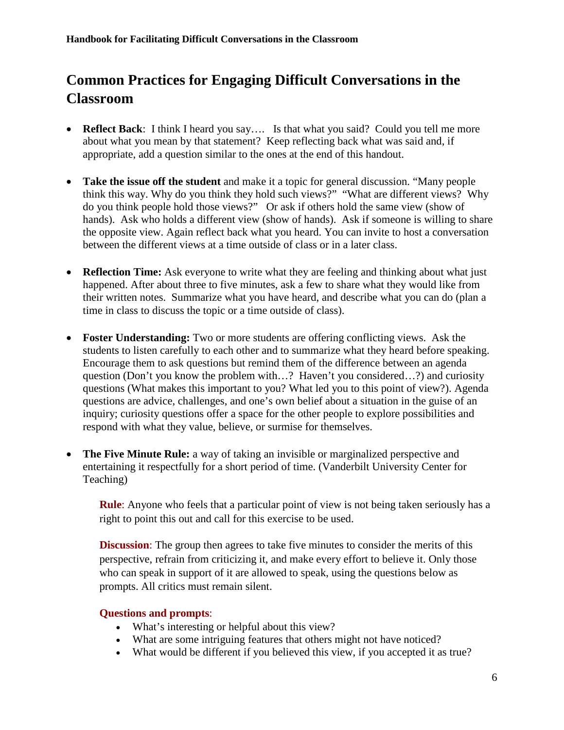## Common Practices for Engaging Difficult Conversations in the Classroom

- **Reflect Back**: I think I heard you say…. Is that what you said? Could you tell me more about what you mean by that statement? Keep reflecting back what was said and, if appropriate, add a question similar to the ones at the end of this handout.

- **Take the issue off the student** and make it a topic for general discussion. "Many people think this way. Why do you think they hold such views?" "What are different views? Why do you think people hold those views?" Or ask if others hold the same view (show of hands). Ask who holds a different view (show of hands). Ask if someone is willing to share the opposite view. Again reflect back what you heard. You can invite to host a conversation between the different views at a time outside of class or in a later class.

- **Reflection Time:** Ask everyone to write what they are feeling and thinking about what just happened. After about three to five minutes, ask a few to share what they would like from their written notes. Summarize what you have heard, and describe what you can do (plan a time in class to discuss the topic or a time outside of class).

- **Foster Understanding:** Two or more students are offering conflicting views. Ask the students to listen carefully to each other and to summarize what they heard before speaking. Encourage them to ask questions but remind them of the difference between an agenda question (Don't you know the problem with…? Haven't you considered…?) and curiosity questions (What makes this important to you? What led you to this point of view?). Agenda questions are advice, challenges, and one's own belief about a situation in the guise of an inquiry; curiosity questions offer a space for the other people to explore possibilities and respond with what they value, believe, or surmise for themselves.

- **The Five Minute Rule:** a way of taking an invisible or marginalized perspective and entertaining it respectfully for a short period of time. (Vanderbilt University Center for Teaching)

  **Rule**: Anyone who feels that a particular point of view is not being taken seriously has a right to point this out and call for this exercise to be used.

  **Discussion**: The group then agrees to take five minutes to consider the merits of this perspective, refrain from criticizing it, and make every effort to believe it. Only those who can speak in support of it are allowed to speak, using the questions below as prompts. All critics must remain silent.

  **Questions and prompts**:
  - What's interesting or helpful about this view?
  - What are some intriguing features that others might not have noticed?
  - What would be different if you believed this view, if you accepted it as true?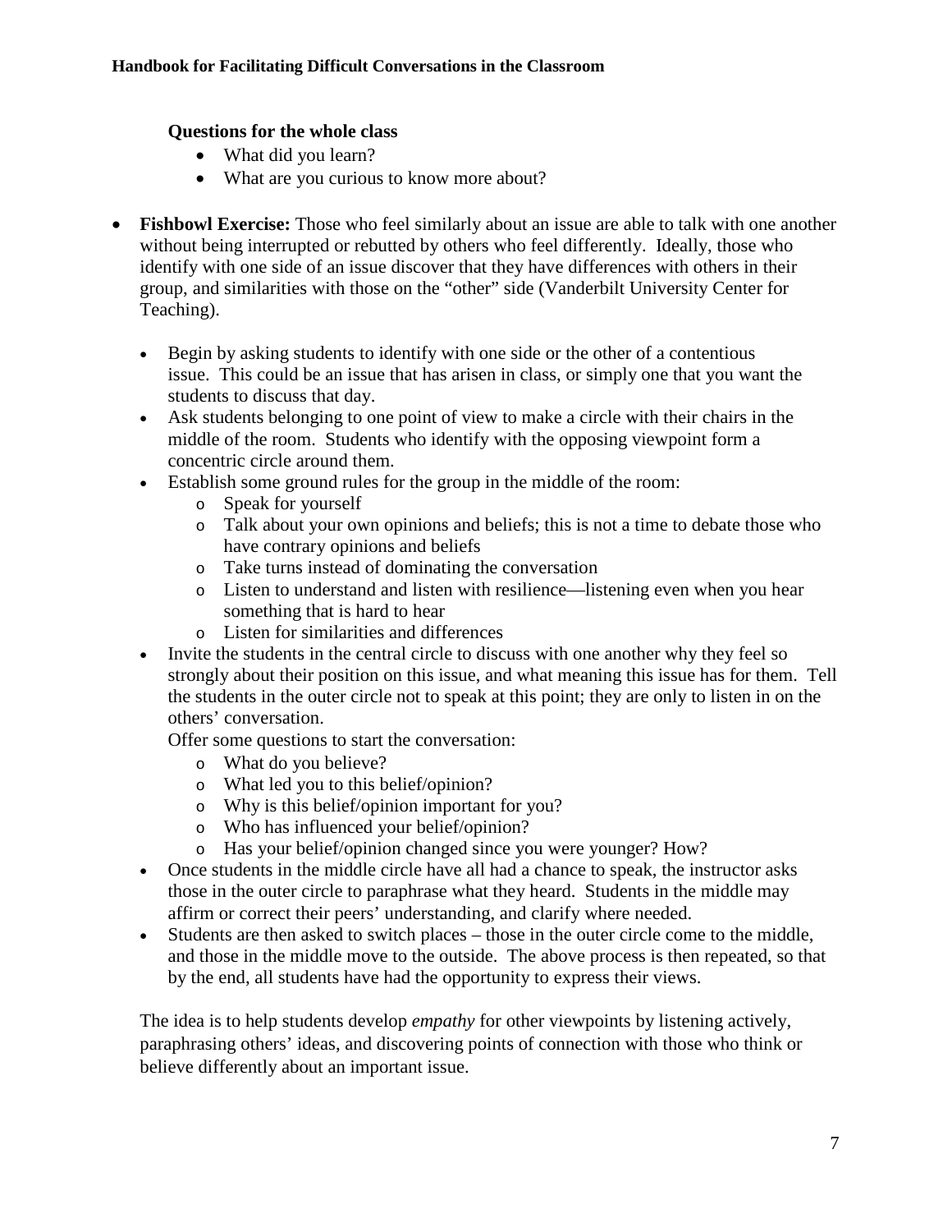**Questions for the whole class**

- What did you learn?
- What are you curious to know more about?

- **Fishbowl Exercise:** Those who feel similarly about an issue are able to talk with one another without being interrupted or rebutted by others who feel differently. Ideally, those who identify with one side of an issue discover that they have differences with others in their group, and similarities with those on the "other" side (Vanderbilt University Center for Teaching).

  - Begin by asking students to identify with one side or the other of a contentious issue. This could be an issue that has arisen in class, or simply one that you want the students to discuss that day.
  - Ask students belonging to one point of view to make a circle with their chairs in the middle of the room. Students who identify with the opposing viewpoint form a concentric circle around them.
  - Establish some ground rules for the group in the middle of the room:
    - Speak for yourself
    - Talk about your own opinions and beliefs; this is not a time to debate those who have contrary opinions and beliefs
    - Take turns instead of dominating the conversation
    - Listen to understand and listen with resilience—listening even when you hear something that is hard to hear
    - Listen for similarities and differences
  - Invite the students in the central circle to discuss with one another why they feel so strongly about their position on this issue, and what meaning this issue has for them. Tell the students in the outer circle not to speak at this point; they are only to listen in on the others' conversation.

    Offer some questions to start the conversation:
    - What do you believe?
    - What led you to this belief/opinion?
    - Why is this belief/opinion important for you?
    - Who has influenced your belief/opinion?
    - Has your belief/opinion changed since you were younger? How?
  - Once students in the middle circle have all had a chance to speak, the instructor asks those in the outer circle to paraphrase what they heard. Students in the middle may affirm or correct their peers' understanding, and clarify where needed.
  - Students are then asked to switch places – those in the outer circle come to the middle, and those in the middle move to the outside. The above process is then repeated, so that by the end, all students have had the opportunity to express their views.

  The idea is to help students develop *empathy* for other viewpoints by listening actively, paraphrasing others' ideas, and discovering points of connection with those who think or believe differently about an important issue.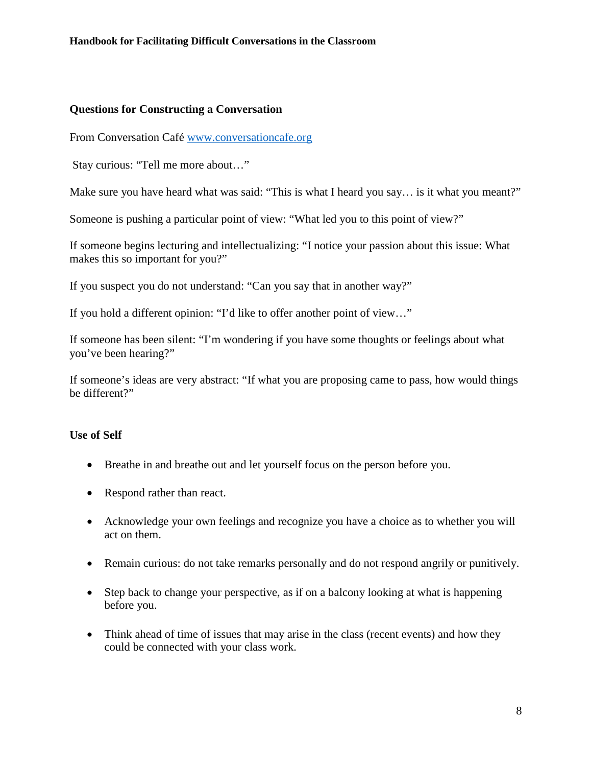## Questions for Constructing a Conversation

From Conversation Café [www.conversationcafe.org](http://www.conversationcafe.org)

Stay curious: "Tell me more about…"

Make sure you have heard what was said: "This is what I heard you say… is it what you meant?"

Someone is pushing a particular point of view: "What led you to this point of view?"

If someone begins lecturing and intellectualizing: "I notice your passion about this issue: What makes this so important for you?"

If you suspect you do not understand: "Can you say that in another way?"

If you hold a different opinion: "I'd like to offer another point of view…"

If someone has been silent: "I'm wondering if you have some thoughts or feelings about what you've been hearing?"

If someone's ideas are very abstract: "If what you are proposing came to pass, how would things be different?"

## Use of Self

- Breathe in and breathe out and let yourself focus on the person before you.
- Respond rather than react.
- Acknowledge your own feelings and recognize you have a choice as to whether you will act on them.
- Remain curious: do not take remarks personally and do not respond angrily or punitively.
- Step back to change your perspective, as if on a balcony looking at what is happening before you.
- Think ahead of time of issues that may arise in the class (recent events) and how they could be connected with your class work.